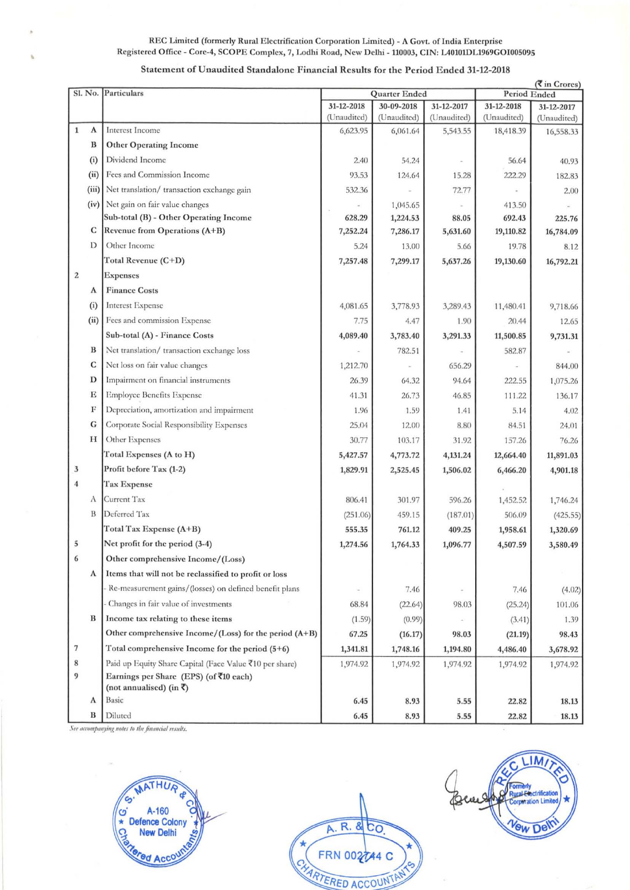REC Limited (formerly Rural Electrification Corporation Limited) - A Govt. of India Enterprise
Registered Office - Core-4, SCOPE Complex, 7, Lodhi Road, New Delhi - 110003, CIN: L40101DL1969GOI005095

## Statement of Unaudited Standalone Financial Results for the Period Ended 31-12-2018

(₹ in Crores)

| Sl. No. | | Particulars | Quarter Ended | | | Period Ended | |
|---|---|---|---|---|---|---|---|
| | | | 31-12-2018 (Unaudited) | 30-09-2018 (Unaudited) | 31-12-2017 (Unaudited) | 31-12-2018 (Unaudited) | 31-12-2017 (Unaudited) |
| 1 | A | Interest Income | 6,623.95 | 6,061.64 | 5,543.55 | 18,418.39 | 16,558.33 |
| | B | **Other Operating Income** | | | | | |
| | (i) | Dividend Income | 2.40 | 54.24 | - | 56.64 | 40.93 |
| | (ii) | Fees and Commission Income | 93.53 | 124.64 | 15.28 | 222.29 | 182.83 |
| | (iii) | Net translation/ transaction exchange gain | 532.36 | - | 72.77 | - | 2.00 |
| | (iv) | Net gain on fair value changes | - | 1,045.65 | - | 413.50 | - |
| | | Sub-total (B) - Other Operating Income | **628.29** | **1,224.53** | **88.05** | **692.43** | **225.76** |
| | C | Revenue from Operations (A+B) | **7,252.24** | **7,286.17** | **5,631.60** | **19,110.82** | **16,784.09** |
| | D | Other Income | 5.24 | 13.00 | 5.66 | 19.78 | 8.12 |
| | | Total Revenue (C+D) | **7,257.48** | **7,299.17** | **5,637.26** | **19,130.60** | **16,792.21** |
| 2 | | Expenses | | | | | |
| | A | **Finance Costs** | | | | | |
| | (i) | Interest Expense | 4,081.65 | 3,778.93 | 3,289.43 | 11,480.41 | 9,718.66 |
| | (ii) | Fees and commission Expense | 7.75 | 4.47 | 1.90 | 20.44 | 12.65 |
| | | Sub-total (A) - Finance Costs | **4,089.40** | **3,783.40** | **3,291.33** | **11,500.85** | **9,731.31** |
| | B | Net translation/ transaction exchange loss | - | 782.51 | - | 582.87 | - |
| | C | Net loss on fair value changes | 1,212.70 | - | 656.29 | - | 844.00 |
| | D | Impairment on financial instruments | 26.39 | 64.32 | 94.64 | 222.55 | 1,075.26 |
| | E | Employee Benefits Expense | 41.31 | 26.73 | 46.85 | 111.22 | 136.17 |
| | F | Depreciation, amortization and impairment | 1.96 | 1.59 | 1.41 | 5.14 | 4.02 |
| | G | Corporate Social Responsibility Expenses | 25.04 | 12.00 | 8.80 | 84.51 | 24.01 |
| | H | Other Expenses | 30.77 | 103.17 | 31.92 | 157.26 | 76.26 |
| | | Total Expenses (A to H) | **5,427.57** | **4,773.72** | **4,131.24** | **12,664.40** | **11,891.03** |
| 3 | | Profit before Tax (1-2) | **1,829.91** | **2,525.45** | **1,506.02** | **6,466.20** | **4,901.18** |
| 4 | | Tax Expense | | | | | |
| | A | Current Tax | 806.41 | 301.97 | 596.26 | 1,452.52 | 1,746.24 |
| | B | Deferred Tax | (251.06) | 459.15 | (187.01) | 506.09 | (425.55) |
| | | Total Tax Expense (A+B) | **555.35** | **761.12** | **409.25** | **1,958.61** | **1,320.69** |
| 5 | | Net profit for the period (3-4) | **1,274.56** | **1,764.33** | **1,096.77** | **4,507.59** | **3,580.49** |
| 6 | | **Other comprehensive Income/(Loss)** | | | | | |
| | A | **Items that will not be reclassified to profit or loss** | | | | | |
| | | - Re-measurement gains/(losses) on defined benefit plans | - | 7.46 | - | 7.46 | (4.02) |
| | | - Changes in fair value of investments | 68.84 | (22.64) | 98.03 | (25.24) | 101.06 |
| | B | **Income tax relating to these items** | (1.59) | (0.99) | - | (3.41) | 1.39 |
| | | Other comprehensive Income/(Loss) for the period (A+B) | **67.25** | **(16.17)** | **98.03** | **(21.19)** | **98.43** |
| 7 | | Total comprehensive Income for the period (5+6) | **1,341.81** | **1,748.16** | **1,194.80** | **4,486.40** | **3,678.92** |
| 8 | | Paid up Equity Share Capital (Face Value ₹10 per share) | 1,974.92 | 1,974.92 | 1,974.92 | 1,974.92 | 1,974.92 |
| 9 | | Earnings per Share (EPS) (of ₹10 each) (not annualised) (in ₹) | | | | | |
| | A | Basic | **6.45** | **8.93** | **5.55** | **22.82** | **18.13** |
| | B | Diluted | **6.45** | **8.93** | **5.55** | **22.82** | **18.13** |

*See accompanying notes to the financial results.*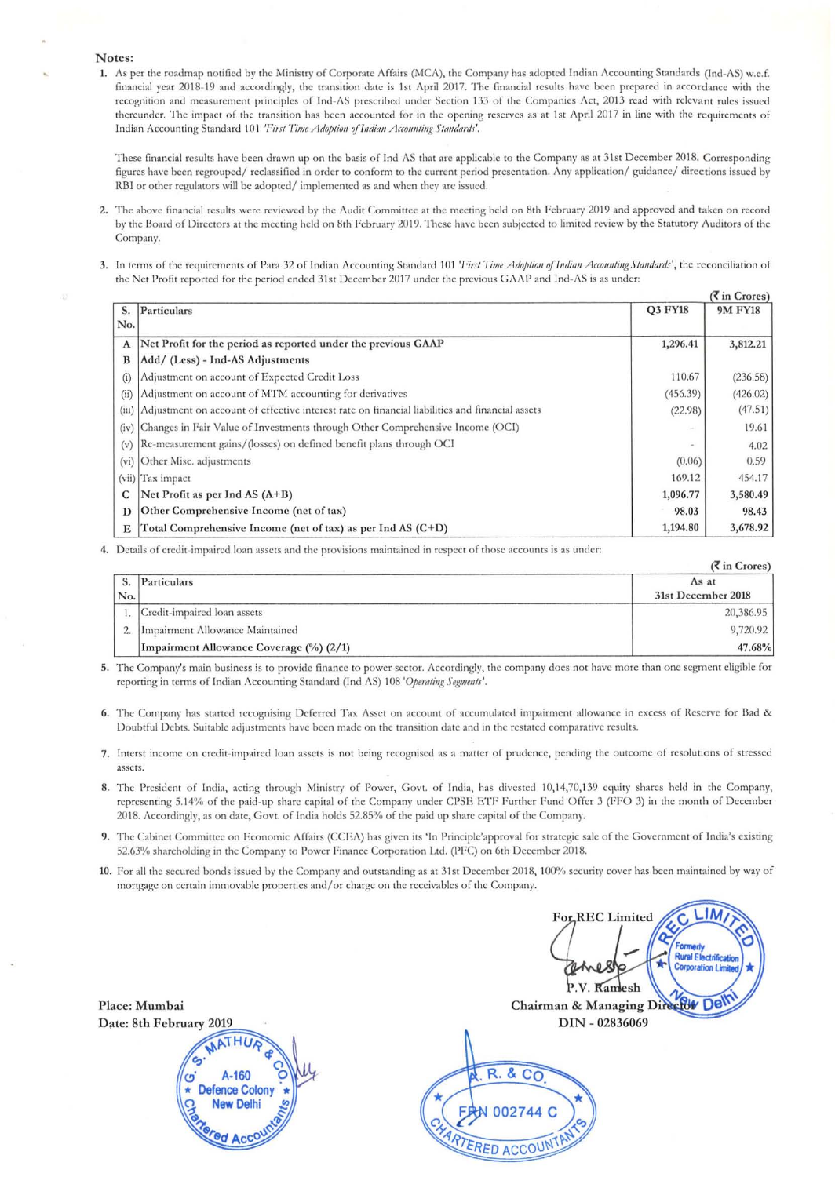**Notes:**

1. As per the roadmap notified by the Ministry of Corporate Affairs (MCA), the Company has adopted Indian Accounting Standards (Ind-AS) w.e.f. financial year 2018-19 and accordingly, the transition date is 1st April 2017. The financial results have been prepared in accordance with the recognition and measurement principles of Ind-AS prescribed under Section 133 of the Companies Act, 2013 read with relevant rules issued thereunder. The impact of the transition has been accounted for in the opening reserves as at 1st April 2017 in line with the requirements of Indian Accounting Standard 101 *'First Time Adoption of Indian Accounting Standards'*.

   These financial results have been drawn up on the basis of Ind-AS that are applicable to the Company as at 31st December 2018. Corresponding figures have been regrouped/ reclassified in order to conform to the current period presentation. Any application/ guidance/ directions issued by RBI or other regulators will be adopted/ implemented as and when they are issued.

2. The above financial results were reviewed by the Audit Committee at the meeting held on 8th February 2019 and approved and taken on record by the Board of Directors at the meeting held on 8th February 2019. These have been subjected to limited review by the Statutory Auditors of the Company.

3. In terms of the requirements of Para 32 of Indian Accounting Standard 101 *'First Time Adoption of Indian Accounting Standards'*, the reconciliation of the Net Profit reported for the period ended 31st December 2017 under the previous GAAP and Ind-AS is as under:

(₹ in Crores)

| S. No. | Particulars | Q3 FY18 | 9M FY18 |
|---|---|---|---|
| **A** | **Net Profit for the period as reported under the previous GAAP** | **1,296.41** | **3,812.21** |
| **B** | **Add/ (Less) - Ind-AS Adjustments** | | |
| (i) | Adjustment on account of Expected Credit Loss | 110.67 | (236.58) |
| (ii) | Adjustment on account of MTM accounting for derivatives | (456.39) | (426.02) |
| (iii) | Adjustment on account of effective interest rate on financial liabilities and financial assets | (22.98) | (47.51) |
| (iv) | Changes in Fair Value of Investments through Other Comprehensive Income (OCI) | - | 19.61 |
| (v) | Re-measurement gains/(losses) on defined benefit plans through OCI | - | 4.02 |
| (vi) | Other Misc. adjustments | (0.06) | 0.59 |
| (vii) | Tax impact | 169.12 | 454.17 |
| **C** | **Net Profit as per Ind AS (A+B)** | **1,096.77** | **3,580.49** |
| **D** | **Other Comprehensive Income (net of tax)** | **98.03** | **98.43** |
| **E** | **Total Comprehensive Income (net of tax) as per Ind AS (C+D)** | **1,194.80** | **3,678.92** |

4. Details of credit-impaired loan assets and the provisions maintained in respect of those accounts is as under:

(₹ in Crores)

| S. No. | Particulars | As at 31st December 2018 |
|---|---|---|
| 1. | Credit-impaired loan assets | 20,386.95 |
| 2. | Impairment Allowance Maintained | 9,720.92 |
| | **Impairment Allowance Coverage (%) (2/1)** | **47.68%** |

5. The Company's main business is to provide finance to power sector. Accordingly, the company does not have more than one segment eligible for reporting in terms of Indian Accounting Standard (Ind AS) 108 *'Operating Segments'*.

6. The Company has started recognising Deferred Tax Asset on account of accumulated impairment allowance in excess of Reserve for Bad & Doubtful Debts. Suitable adjustments have been made on the transition date and in the restated comparative results.

7. Interest income on credit-impaired loan assets is not being recognised as a matter of prudence, pending the outcome of resolutions of stressed assets.

8. The President of India, acting through Ministry of Power, Govt. of India, has divested 10,14,70,139 equity shares held in the Company, representing 5.14% of the paid-up share capital of the Company under CPSE ETF Further Fund Offer 3 (FFO 3) in the month of December 2018. Accordingly, as on date, Govt. of India holds 52.85% of the paid up share capital of the Company.

9. The Cabinet Committee on Economic Affairs (CCEA) has given its 'In Principle'approval for strategic sale of the Government of India's existing 52.63% shareholding in the Company to Power Finance Corporation Ltd. (PFC) on 6th December 2018.

10. For all the secured bonds issued by the Company and outstanding as at 31st December 2018, 100% security cover has been maintained by way of mortgage on certain immovable properties and/or charge on the receivables of the Company.

**For REC Limited**

P.V. Ramesh
**Chairman & Managing Director**
**DIN - 02836069**

**Place: Mumbai**
**Date: 8th February 2019**